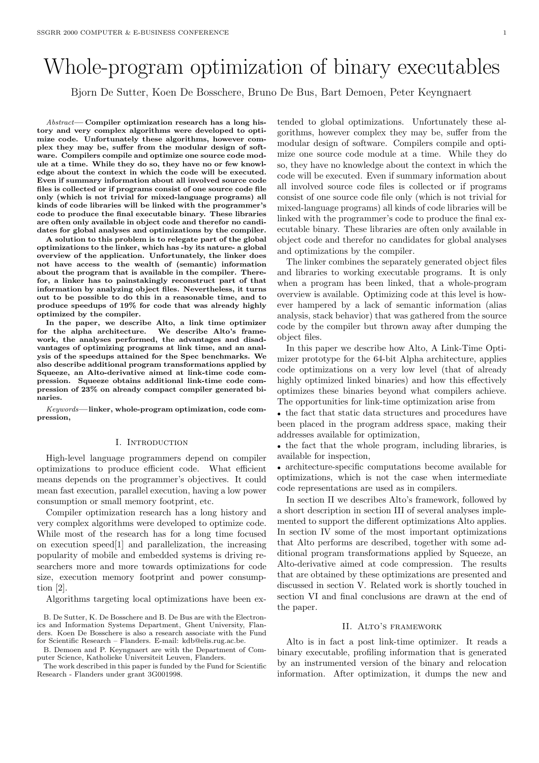# Whole-program optimization of binary executables

Bjorn De Sutter, Koen De Bosschere, Bruno De Bus, Bart Demoen, Peter Keyngnaert

*Abstract*— **Compiler optimization research has a long history and very complex algorithms were developed to optimize code. Unfortunately these algorithms, however complex they may be, suffer from the modular design of software. Compilers compile and optimize one source code module at a time. While they do so, they have no or few knowledge about the context in which the code will be executed. Even if summary information about all involved source code files is collected or if programs consist of one source code file only (which is not trivial for mixed-language programs) all kinds of code libraries will be linked with the programmer's code to produce the final executable binary. These libraries are often only available in object code and therefor no candidates for global analyses and optimizations by the compiler.**

**A solution to this problem is to relegate part of the global optimizations to the linker, which has -by its nature- a global overview of the application. Unfortunately, the linker does not have access to the wealth of (semantic) information about the program that is available in the compiler. Therefor, a linker has to painstakingly reconstruct part of that information by analyzing object files. Nevertheless, it turns out to be possible to do this in a reasonable time, and to produce speedups of 19% for code that was already highly optimized by the compiler.**

**In the paper, we describe Alto, a link time optimizer for the alpha architecture. We describe Alto's framework, the analyses performed, the advantages and disadvantages of optimizing programs at link time, and an analysis of the speedups attained for the Spec benchmarks. We also describe additional program transformations applied by Squeeze, an Alto-derivative aimed at link-time code compression. Squeeze obtains additional link-time code compression of 23% on already compact compiler generated binaries.**

*Keywords*— **linker, whole-program optimization, code compression,**

## I. Introduction

High-level language programmers depend on compiler optimizations to produce efficient code. What efficient means depends on the programmer's objectives. It could mean fast execution, parallel execution, having a low power consumption or small memory footprint, etc.

Compiler optimization research has a long history and very complex algorithms were developed to optimize code. While most of the research has for a long time focused on execution speed[1] and parallelization, the increasing popularity of mobile and embedded systems is driving researchers more and more towards optimizations for code size, execution memory footprint and power consumption [2].

Algorithms targeting local optimizations have been extended to global optimizations. Unfortunately these algorithms, however complex they may be, suffer from the modular design of software. Compilers compile and optimize one source code module at a time. While they do so, they have no knowledge about the context in which the code will be executed. Even if summary information about all involved source code files is collected or if programs consist of one source code file only (which is not trivial for mixed-language programs) all kinds of code libraries will be linked with the programmer's code to produce the final executable binary. These libraries are often only available in object code and therefor no candidates for global analyses and optimizations by the compiler.

The linker combines the separately generated object files and libraries to working executable programs. It is only when a program has been linked, that a whole-program overview is available. Optimizing code at this level is however hampered by a lack of semantic information (alias analysis, stack behavior) that was gathered from the source code by the compiler but thrown away after dumping the object files.

In this paper we describe how Alto, A Link-Time Optimizer prototype for the 64-bit Alpha architecture, applies code optimizations on a very low level (that of already highly optimized linked binaries) and how this effectively optimizes these binaries beyond what compilers achieve. The opportunities for link-time optimization arise from

- the fact that static data structures and procedures have been placed in the program address space, making their addresses available for optimization,
- the fact that the whole program, including libraries, is available for inspection,
- architecture-specific computations become available for optimizations, which is not the case when intermediate code representations are used as in compilers.

In section II we describes Alto's framework, followed by a short description in section III of several analyses implemented to support the different optimizations Alto applies. In section IV some of the most important optimizations that Alto performs are described, together with some additional program transformations applied by Squeeze, an Alto-derivative aimed at code compression. The results that are obtained by these optimizations are presented and discussed in section V. Related work is shortly touched in section VI and final conclusions are drawn at the end of the paper.

## II. Alto's framework

Alto is in fact a post link-time optimizer. It reads a binary executable, profiling information that is generated by an instrumented version of the binary and relocation information. After optimization, it dumps the new and

B. De Sutter, K. De Bosschere and B. De Bus are with the Electronics and Information Systems Department, Ghent University, Flanders. Koen De Bosschere is also a research associate with the Fund for Scientific Research – Flanders. E-mail: kdb@elis.rug.ac.be.

B. Demoen and P. Keyngnaert are with the Department of Computer Science, Katholieke Universiteit Leuven, Flanders.

The work described in this paper is funded by the Fund for Scientific Research - Flanders under grant 3G001998.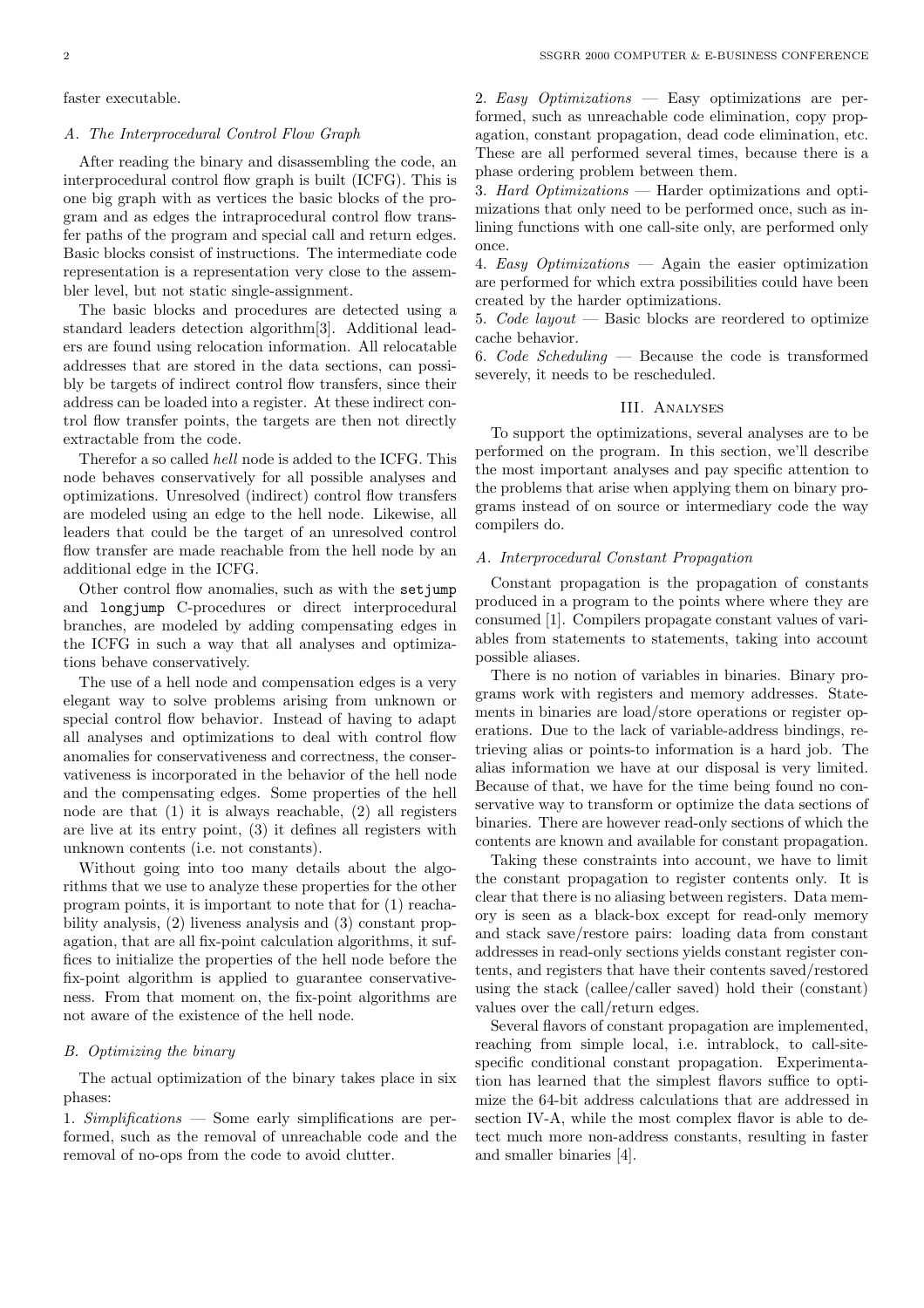faster executable.

### A. The Interprocedural Control Flow Graph

After reading the binary and disassembling the code, an interprocedural control flow graph is built (ICFG). This is one big graph with as vertices the basic blocks of the program and as edges the intraprocedural control flow transfer paths of the program and special call and return edges. Basic blocks consist of instructions. The intermediate code representation is a representation very close to the assembler level, but not static single-assignment.

The basic blocks and procedures are detected using a standard leaders detection algorithm[3]. Additional leaders are found using relocation information. All relocatable addresses that are stored in the data sections, can possibly be targets of indirect control flow transfers, since their address can be loaded into a register. At these indirect control flow transfer points, the targets are then not directly extractable from the code.

Therefor a so called *hell* node is added to the ICFG. This node behaves conservatively for all possible analyses and optimizations. Unresolved (indirect) control flow transfers are modeled using an edge to the hell node. Likewise, all leaders that could be the target of an unresolved control flow transfer are made reachable from the hell node by an additional edge in the ICFG.

Other control flow anomalies, such as with the `setjump` and `longjump` C-procedures or direct interprocedural branches, are modeled by adding compensating edges in the ICFG in such a way that all analyses and optimizations behave conservatively.

The use of a hell node and compensation edges is a very elegant way to solve problems arising from unknown or special control flow behavior. Instead of having to adapt all analyses and optimizations to deal with control flow anomalies for conservativeness and correctness, the conservativeness is incorporated in the behavior of the hell node and the compensating edges. Some properties of the hell node are that (1) it is always reachable, (2) all registers are live at its entry point, (3) it defines all registers with unknown contents (i.e. not constants).

Without going into too many details about the algorithms that we use to analyze these properties for the other program points, it is important to note that for (1) reachability analysis, (2) liveness analysis and (3) constant propagation, that are all fix-point calculation algorithms, it suffices to initialize the properties of the hell node before the fix-point algorithm is applied to guarantee conservativeness. From that moment on, the fix-point algorithms are not aware of the existence of the hell node.

### B. Optimizing the binary

The actual optimization of the binary takes place in six phases:

1. *Simplifications* — Some early simplifications are performed, such as the removal of unreachable code and the removal of no-ops from the code to avoid clutter.
2. *Easy Optimizations* — Easy optimizations are performed, such as unreachable code elimination, copy propagation, constant propagation, dead code elimination, etc. These are all performed several times, because there is a phase ordering problem between them.
3. *Hard Optimizations* — Harder optimizations and optimizations that only need to be performed once, such as inlining functions with one call-site only, are performed only once.
4. *Easy Optimizations* — Again the easier optimization are performed for which extra possibilities could have been created by the harder optimizations.
5. *Code layout* — Basic blocks are reordered to optimize cache behavior.
6. *Code Scheduling* — Because the code is transformed severely, it needs to be rescheduled.

## III. Analyses

To support the optimizations, several analyses are to be performed on the program. In this section, we'll describe the most important analyses and pay specific attention to the problems that arise when applying them on binary programs instead of on source or intermediary code the way compilers do.

### A. Interprocedural Constant Propagation

Constant propagation is the propagation of constants produced in a program to the points where where they are consumed [1]. Compilers propagate constant values of variables from statements to statements, taking into account possible aliases.

There is no notion of variables in binaries. Binary programs work with registers and memory addresses. Statements in binaries are load/store operations or register operations. Due to the lack of variable-address bindings, retrieving alias or points-to information is a hard job. The alias information we have at our disposal is very limited. Because of that, we have for the time being found no conservative way to transform or optimize the data sections of binaries. There are however read-only sections of which the contents are known and available for constant propagation.

Taking these constraints into account, we have to limit the constant propagation to register contents only. It is clear that there is no aliasing between registers. Data memory is seen as a black-box except for read-only memory and stack save/restore pairs: loading data from constant addresses in read-only sections yields constant register contents, and registers that have their contents saved/restored using the stack (callee/caller saved) hold their (constant) values over the call/return edges.

Several flavors of constant propagation are implemented, reaching from simple local, i.e. intrablock, to call-site-specific conditional constant propagation. Experimentation has learned that the simplest flavors suffice to optimize the 64-bit address calculations that are addressed in section IV-A, while the most complex flavor is able to detect much more non-address constants, resulting in faster and smaller binaries [4].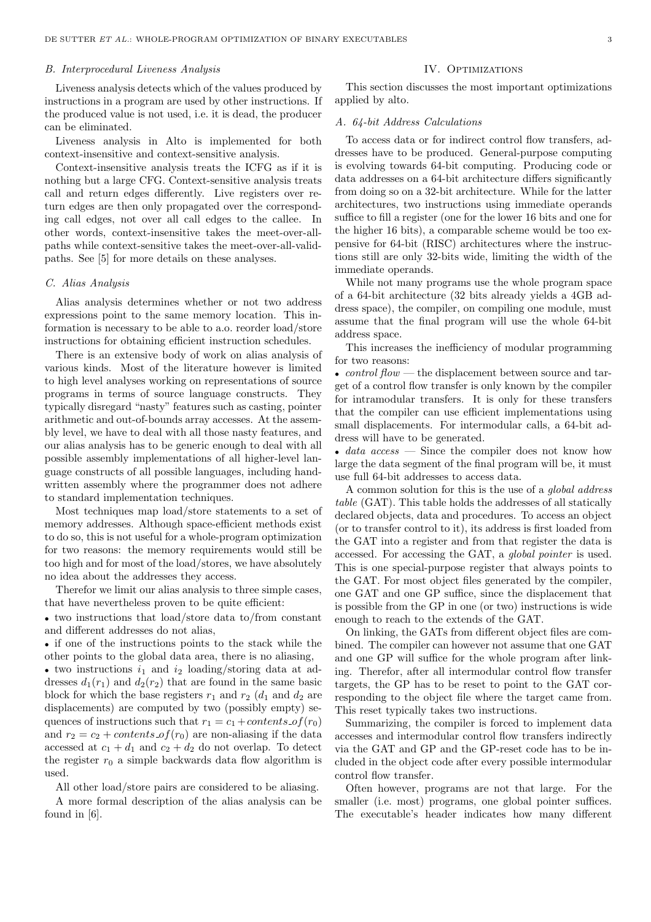### B. Interprocedural Liveness Analysis

Liveness analysis detects which of the values produced by instructions in a program are used by other instructions. If the produced value is not used, i.e. it is dead, the producer can be eliminated.

Liveness analysis in Alto is implemented for both context-insensitive and context-sensitive analysis.

Context-insensitive analysis treats the ICFG as if it is nothing but a large CFG. Context-sensitive analysis treats call and return edges differently. Live registers over return edges are then only propagated over the corresponding call edges, not over all call edges to the callee. In other words, context-insensitive takes the meet-over-all-paths while context-sensitive takes the meet-over-all-valid-paths. See [5] for more details on these analyses.

### C. Alias Analysis

Alias analysis determines whether or not two address expressions point to the same memory location. This information is necessary to be able to a.o. reorder load/store instructions for obtaining efficient instruction schedules.

There is an extensive body of work on alias analysis of various kinds. Most of the literature however is limited to high level analyses working on representations of source programs in terms of source language constructs. They typically disregard "nasty" features such as casting, pointer arithmetic and out-of-bounds array accesses. At the assembly level, we have to deal with all those nasty features, and our alias analysis has to be generic enough to deal with all possible assembly implementations of all higher-level language constructs of all possible languages, including handwritten assembly where the programmer does not adhere to standard implementation techniques.

Most techniques map load/store statements to a set of memory addresses. Although space-efficient methods exist to do so, this is not useful for a whole-program optimization for two reasons: the memory requirements would still be too high and for most of the load/stores, we have absolutely no idea about the addresses they access.

Therefor we limit our alias analysis to three simple cases, that have nevertheless proven to be quite efficient:

- two instructions that load/store data to/from constant and different addresses do not alias,
- if one of the instructions points to the stack while the other points to the global data area, there is no aliasing,
- two instructions $i_1$ and $i_2$ loading/storing data at addresses $d_1(r_1)$ and $d_2(r_2)$ that are found in the same basic block for which the base registers $r_1$ and $r_2$ ($d_1$ and $d_2$ are displacements) are computed by two (possibly empty) sequences of instructions such that $r_1 = c_1 + contents\_of(r_0)$ and $r_2 = c_2 + contents\_of(r_0)$ are non-aliasing if the data accessed at $c_1 + d_1$ and $c_2 + d_2$ do not overlap. To detect the register $r_0$ a simple backwards data flow algorithm is used.

All other load/store pairs are considered to be aliasing.

A more formal description of the alias analysis can be found in [6].

## IV. Optimizations

This section discusses the most important optimizations applied by alto.

### A. 64-bit Address Calculations

To access data or for indirect control flow transfers, addresses have to be produced. General-purpose computing is evolving towards 64-bit computing. Producing code or data addresses on a 64-bit architecture differs significantly from doing so on a 32-bit architecture. While for the latter architectures, two instructions using immediate operands suffice to fill a register (one for the lower 16 bits and one for the higher 16 bits), a comparable scheme would be too expensive for 64-bit (RISC) architectures where the instructions still are only 32-bits wide, limiting the width of the immediate operands.

While not many programs use the whole program space of a 64-bit architecture (32 bits already yields a 4GB address space), the compiler, on compiling one module, must assume that the final program will use the whole 64-bit address space.

This increases the inefficiency of modular programming for two reasons:

- *control flow* — the displacement between source and target of a control flow transfer is only known by the compiler for intramodular transfers. It is only for these transfers that the compiler can use efficient implementations using small displacements. For intermodular calls, a 64-bit address will have to be generated.
- *data access* — Since the compiler does not know how large the data segment of the final program will be, it must use full 64-bit addresses to access data.

A common solution for this is the use of a *global address table* (GAT). This table holds the addresses of all statically declared objects, data and procedures. To access an object (or to transfer control to it), its address is first loaded from the GAT into a register and from that register the data is accessed. For accessing the GAT, a *global pointer* is used. This is one special-purpose register that always points to the GAT. For most object files generated by the compiler, one GAT and one GP suffice, since the displacement that is possible from the GP in one (or two) instructions is wide enough to reach to the extends of the GAT.

On linking, the GATs from different object files are combined. The compiler can however not assume that one GAT and one GP will suffice for the whole program after linking. Therefor, after all intermodular control flow transfer targets, the GP has to be reset to point to the GAT corresponding to the object file where the target came from. This reset typically takes two instructions.

Summarizing, the compiler is forced to implement data accesses and intermodular control flow transfers indirectly via the GAT and GP and the GP-reset code has to be included in the object code after every possible intermodular control flow transfer.

Often however, programs are not that large. For the smaller (i.e. most) programs, one global pointer suffices. The executable's header indicates how many different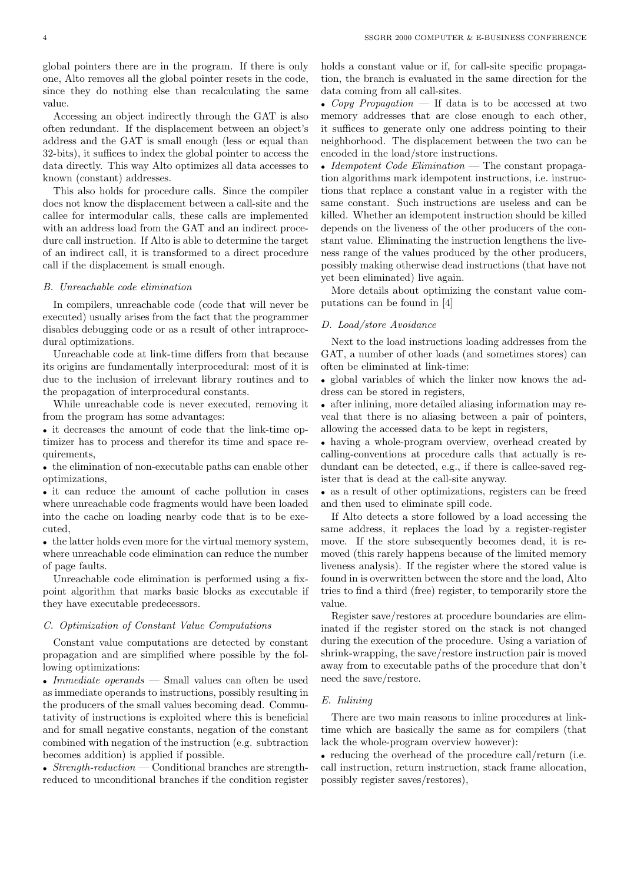global pointers there are in the program. If there is only one, Alto removes all the global pointer resets in the code, since they do nothing else than recalculating the same value.

Accessing an object indirectly through the GAT is also often redundant. If the displacement between an object's address and the GAT is small enough (less or equal than 32-bits), it suffices to index the global pointer to access the data directly. This way Alto optimizes all data accesses to known (constant) addresses.

This also holds for procedure calls. Since the compiler does not know the displacement between a call-site and the callee for intermodular calls, these calls are implemented with an address load from the GAT and an indirect procedure call instruction. If Alto is able to determine the target of an indirect call, it is transformed to a direct procedure call if the displacement is small enough.

### B. Unreachable code elimination

In compilers, unreachable code (code that will never be executed) usually arises from the fact that the programmer disables debugging code or as a result of other intraprocedural optimizations.

Unreachable code at link-time differs from that because its origins are fundamentally interprocedural: most of it is due to the inclusion of irrelevant library routines and to the propagation of interprocedural constants.

While unreachable code is never executed, removing it from the program has some advantages:

- it decreases the amount of code that the link-time optimizer has to process and therefor its time and space requirements,
- the elimination of non-executable paths can enable other optimizations,
- it can reduce the amount of cache pollution in cases where unreachable code fragments would have been loaded into the cache on loading nearby code that is to be executed,
- the latter holds even more for the virtual memory system, where unreachable code elimination can reduce the number of page faults.

Unreachable code elimination is performed using a fixpoint algorithm that marks basic blocks as executable if they have executable predecessors.

### C. Optimization of Constant Value Computations

Constant value computations are detected by constant propagation and are simplified where possible by the following optimizations:

- *Immediate operands* — Small values can often be used as immediate operands to instructions, possibly resulting in the producers of the small values becoming dead. Commutativity of instructions is exploited where this is beneficial and for small negative constants, negation of the constant combined with negation of the instruction (e.g. subtraction becomes addition) is applied if possible.
- *Strength-reduction* — Conditional branches are strength-reduced to unconditional branches if the condition register holds a constant value or if, for call-site specific propagation, the branch is evaluated in the same direction for the data coming from all call-sites.
- *Copy Propagation* — If data is to be accessed at two memory addresses that are close enough to each other, it suffices to generate only one address pointing to their neighborhood. The displacement between the two can be encoded in the load/store instructions.
- *Idempotent Code Elimination* — The constant propagation algorithms mark idempotent instructions, i.e. instructions that replace a constant value in a register with the same constant. Such instructions are useless and can be killed. Whether an idempotent instruction should be killed depends on the liveness of the other producers of the constant value. Eliminating the instruction lengthens the liveness range of the values produced by the other producers, possibly making otherwise dead instructions (that have not yet been eliminated) live again.

More details about optimizing the constant value computations can be found in [4]

### D. Load/store Avoidance

Next to the load instructions loading addresses from the GAT, a number of other loads (and sometimes stores) can often be eliminated at link-time:

- global variables of which the linker now knows the address can be stored in registers,
- after inlining, more detailed aliasing information may reveal that there is no aliasing between a pair of pointers, allowing the accessed data to be kept in registers,
- having a whole-program overview, overhead created by calling-conventions at procedure calls that actually is redundant can be detected, e.g., if there is callee-saved register that is dead at the call-site anyway.
- as a result of other optimizations, registers can be freed and then used to eliminate spill code.

If Alto detects a store followed by a load accessing the same address, it replaces the load by a register-register move. If the store subsequently becomes dead, it is removed (this rarely happens because of the limited memory liveness analysis). If the register where the stored value is found in is overwritten between the store and the load, Alto tries to find a third (free) register, to temporarily store the value.

Register save/restores at procedure boundaries are eliminated if the register stored on the stack is not changed during the execution of the procedure. Using a variation of shrink-wrapping, the save/restore instruction pair is moved away from to executable paths of the procedure that don't need the save/restore.

### E. Inlining

There are two main reasons to inline procedures at link-time which are basically the same as for compilers (that lack the whole-program overview however):

- reducing the overhead of the procedure call/return (i.e. call instruction, return instruction, stack frame allocation, possibly register saves/restores),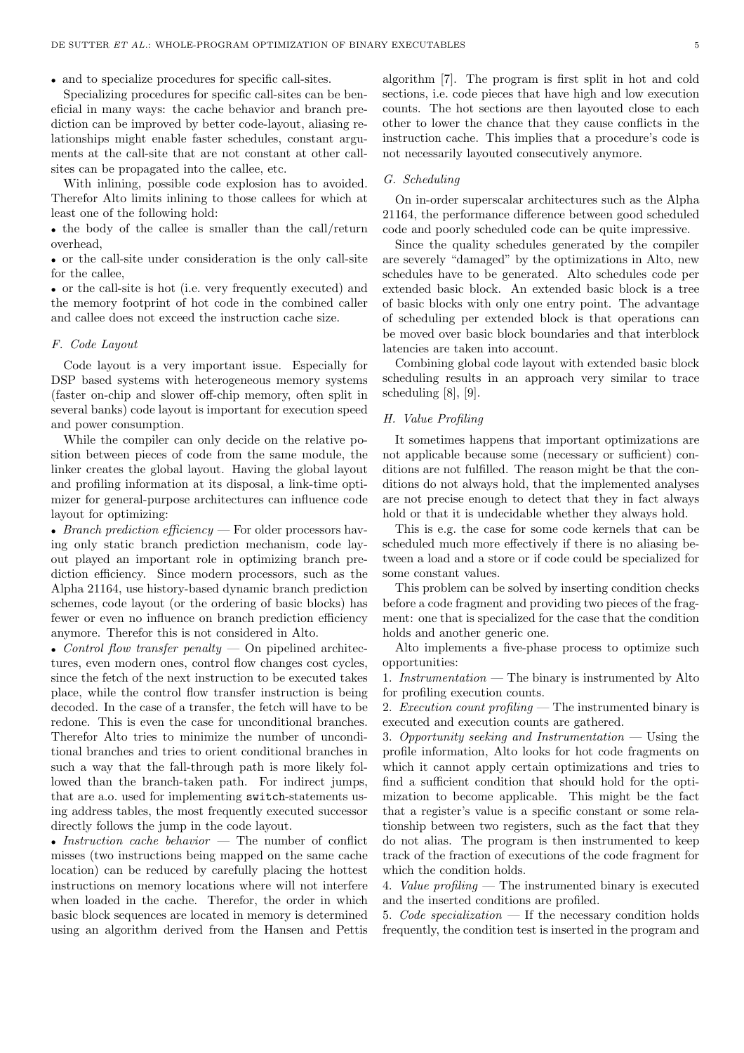- and to specialize procedures for specific call-sites.

Specializing procedures for specific call-sites can be beneficial in many ways: the cache behavior and branch prediction can be improved by better code-layout, aliasing relationships might enable faster schedules, constant arguments at the call-site that are not constant at other call-sites can be propagated into the callee, etc.

With inlining, possible code explosion has to avoided. Therefor Alto limits inlining to those callees for which at least one of the following hold:

- the body of the callee is smaller than the call/return overhead,
- or the call-site under consideration is the only call-site for the callee,
- or the call-site is hot (i.e. very frequently executed) and the memory footprint of hot code in the combined caller and callee does not exceed the instruction cache size.

### F. Code Layout

Code layout is a very important issue. Especially for DSP based systems with heterogeneous memory systems (faster on-chip and slower off-chip memory, often split in several banks) code layout is important for execution speed and power consumption.

While the compiler can only decide on the relative position between pieces of code from the same module, the linker creates the global layout. Having the global layout and profiling information at its disposal, a link-time optimizer for general-purpose architectures can influence code layout for optimizing:

- *Branch prediction efficiency* — For older processors having only static branch prediction mechanism, code layout played an important role in optimizing branch prediction efficiency. Since modern processors, such as the Alpha 21164, use history-based dynamic branch prediction schemes, code layout (or the ordering of basic blocks) has fewer or even no influence on branch prediction efficiency anymore. Therefor this is not considered in Alto.
- *Control flow transfer penalty* — On pipelined architectures, even modern ones, control flow changes cost cycles, since the fetch of the next instruction to be executed takes place, while the control flow transfer instruction is being decoded. In the case of a transfer, the fetch will have to be redone. This is even the case for unconditional branches. Therefor Alto tries to minimize the number of unconditional branches and tries to orient conditional branches in such a way that the fall-through path is more likely followed than the branch-taken path. For indirect jumps, that are a.o. used for implementing `switch`-statements using address tables, the most frequently executed successor directly follows the jump in the code layout.
- *Instruction cache behavior* — The number of conflict misses (two instructions being mapped on the same cache location) can be reduced by carefully placing the hottest instructions on memory locations where will not interfere when loaded in the cache. Therefor, the order in which basic block sequences are located in memory is determined using an algorithm derived from the Hansen and Pettis algorithm [7]. The program is first split in hot and cold sections, i.e. code pieces that have high and low execution counts. The hot sections are then layouted close to each other to lower the chance that they cause conflicts in the instruction cache. This implies that a procedure's code is not necessarily layouted consecutively anymore.

### G. Scheduling

On in-order superscalar architectures such as the Alpha 21164, the performance difference between good scheduled code and poorly scheduled code can be quite impressive.

Since the quality schedules generated by the compiler are severely "damaged" by the optimizations in Alto, new schedules have to be generated. Alto schedules code per extended basic block. An extended basic block is a tree of basic blocks with only one entry point. The advantage of scheduling per extended block is that operations can be moved over basic block boundaries and that interblock latencies are taken into account.

Combining global code layout with extended basic block scheduling results in an approach very similar to trace scheduling [8], [9].

### H. Value Profiling

It sometimes happens that important optimizations are not applicable because some (necessary or sufficient) conditions are not fulfilled. The reason might be that the conditions do not always hold, that the implemented analyses are not precise enough to detect that they in fact always hold or that it is undecidable whether they always hold.

This is e.g. the case for some code kernels that can be scheduled much more effectively if there is no aliasing between a load and a store or if code could be specialized for some constant values.

This problem can be solved by inserting condition checks before a code fragment and providing two pieces of the fragment: one that is specialized for the case that the condition holds and another generic one.

Alto implements a five-phase process to optimize such opportunities:

1. *Instrumentation* — The binary is instrumented by Alto for profiling execution counts.
2. *Execution count profiling* — The instrumented binary is executed and execution counts are gathered.
3. *Opportunity seeking and Instrumentation* — Using the profile information, Alto looks for hot code fragments on which it cannot apply certain optimizations and tries to find a sufficient condition that should hold for the optimization to become applicable. This might be the fact that a register's value is a specific constant or some relationship between two registers, such as the fact that they do not alias. The program is then instrumented to keep track of the fraction of executions of the code fragment for which the condition holds.
4. *Value profiling* — The instrumented binary is executed and the inserted conditions are profiled.
5. *Code specialization* — If the necessary condition holds frequently, the condition test is inserted in the program and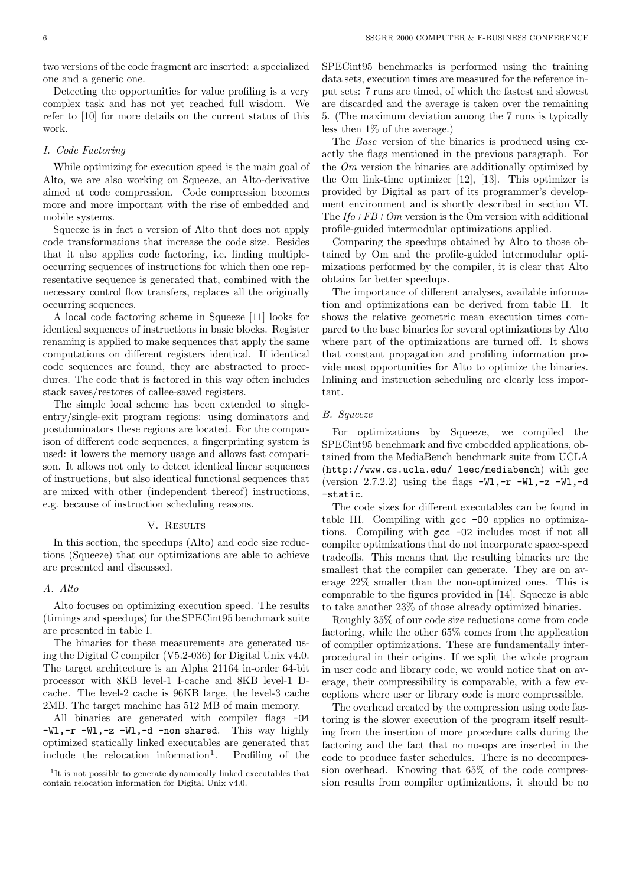two versions of the code fragment are inserted: a specialized one and a generic one.

Detecting the opportunities for value profiling is a very complex task and has not yet reached full wisdom. We refer to [10] for more details on the current status of this work.

### I. Code Factoring

While optimizing for execution speed is the main goal of Alto, we are also working on Squeeze, an Alto-derivative aimed at code compression. Code compression becomes more and more important with the rise of embedded and mobile systems.

Squeeze is in fact a version of Alto that does not apply code transformations that increase the code size. Besides that it also applies code factoring, i.e. finding multiple-occurring sequences of instructions for which then one representative sequence is generated that, combined with the necessary control flow transfers, replaces all the originally occurring sequences.

A local code factoring scheme in Squeeze [11] looks for identical sequences of instructions in basic blocks. Register renaming is applied to make sequences that apply the same computations on different registers identical. If identical code sequences are found, they are abstracted to procedures. The code that is factored in this way often includes stack saves/restores of callee-saved registers.

The simple local scheme has been extended to single-entry/single-exit program regions: using dominators and postdominators these regions are located. For the comparison of different code sequences, a fingerprinting system is used: it lowers the memory usage and allows fast comparison. It allows not only to detect identical linear sequences of instructions, but also identical functional sequences that are mixed with other (independent thereof) instructions, e.g. because of instruction scheduling reasons.

## V. Results

In this section, the speedups (Alto) and code size reductions (Squeeze) that our optimizations are able to achieve are presented and discussed.

### A. Alto

Alto focuses on optimizing execution speed. The results (timings and speedups) for the SPECint95 benchmark suite are presented in table I.

The binaries for these measurements are generated using the Digital C compiler (V5.2-036) for Digital Unix v4.0. The target architecture is an Alpha 21164 in-order 64-bit processor with 8KB level-1 I-cache and 8KB level-1 D-cache. The level-2 cache is 96KB large, the level-3 cache 2MB. The target machine has 512 MB of main memory.

All binaries are generated with compiler flags `-O4 -Wl,-r -Wl,-z -Wl,-d -non_shared`. This way highly optimized statically linked executables are generated that include the relocation information[1]. Profiling of the SPECint95 benchmarks is performed using the training data sets, execution times are measured for the reference input sets: 7 runs are timed, of which the fastest and slowest are discarded and the average is taken over the remaining 5. (The maximum deviation among the 7 runs is typically less then 1% of the average.)

[1] It is not possible to generate dynamically linked executables that contain relocation information for Digital Unix v4.0.

The *Base* version of the binaries is produced using exactly the flags mentioned in the previous paragraph. For the *Om* version the binaries are additionally optimized by the Om link-time optimizer [12], [13]. This optimizer is provided by Digital as part of its programmer's development environment and is shortly described in section VI. The *Ifo+FB+Om* version is the Om version with additional profile-guided intermodular optimizations applied.

Comparing the speedups obtained by Alto to those obtained by Om and the profile-guided intermodular optimizations performed by the compiler, it is clear that Alto obtains far better speedups.

The importance of different analyses, available information and optimizations can be derived from table II. It shows the relative geometric mean execution times compared to the base binaries for several optimizations by Alto where part of the optimizations are turned off. It shows that constant propagation and profiling information provide most opportunities for Alto to optimize the binaries. Inlining and instruction scheduling are clearly less important.

### B. Squeeze

For optimizations by Squeeze, we compiled the SPECint95 benchmark and five embedded applications, obtained from the MediaBench benchmark suite from UCLA (`http://www.cs.ucla.edu/ leec/mediabench`) with gcc (version 2.7.2.2) using the flags `-Wl,-r -Wl,-z -Wl,-d -static`.

The code sizes for different executables can be found in table III. Compiling with `gcc -O0` applies no optimizations. Compiling with `gcc -O2` includes most if not all compiler optimizations that do not incorporate space-speed tradeoffs. This means that the resulting binaries are the smallest that the compiler can generate. They are on average 22% smaller than the non-optimized ones. This is comparable to the figures provided in [14]. Squeeze is able to take another 23% of those already optimized binaries.

Roughly 35% of our code size reductions come from code factoring, while the other 65% comes from the application of compiler optimizations. These are fundamentally interprocedural in their origins. If we split the whole program in user code and library code, we would notice that on average, their compressibility is comparable, with a few exceptions where user or library code is more compressible.

The overhead created by the compression using code factoring is the slower execution of the program itself resulting from the insertion of more procedure calls during the factoring and the fact that no no-ops are inserted in the code to produce faster schedules. There is no decompression overhead. Knowing that 65% of the code compression results from compiler optimizations, it should be no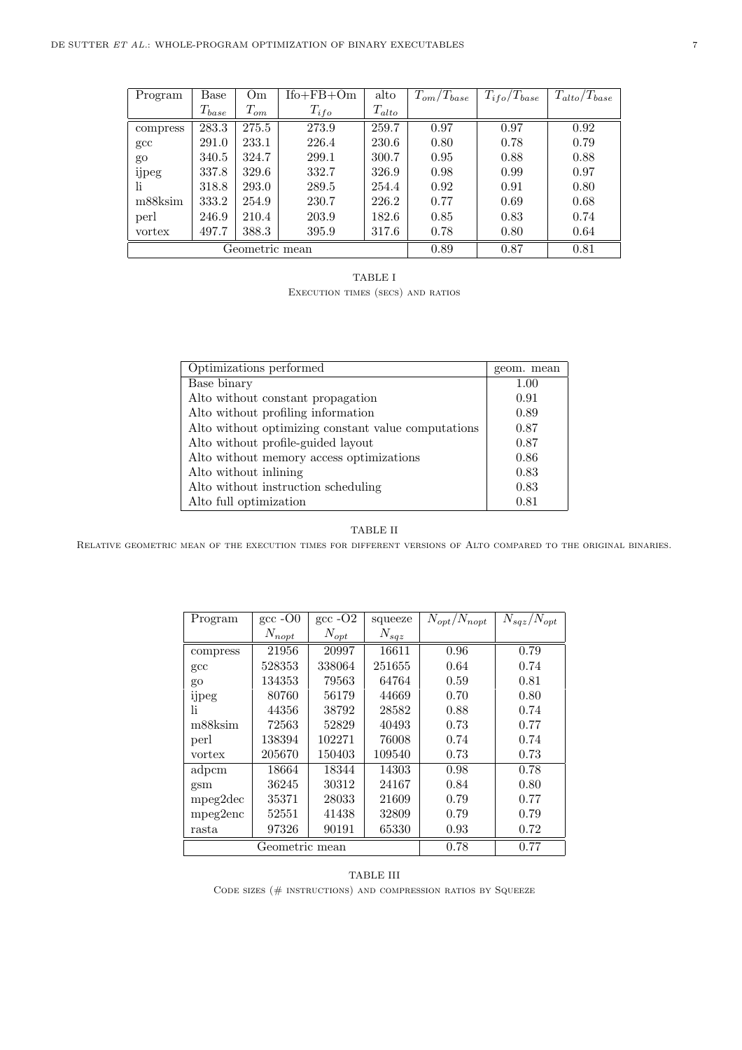| Program | Base | Om | Ifo+FB+Om | alto | $T_{om}/T_{base}$ | $T_{ifo}/T_{base}$ | $T_{alto}/T_{base}$ |
|---|---|---|---|---|---|---|---|
| | $T_{base}$ | $T_{om}$ | $T_{ifo}$ | $T_{alto}$ | | | |
| compress | 283.3 | 275.5 | 273.9 | 259.7 | 0.97 | 0.97 | 0.92 |
| gcc | 291.0 | 233.1 | 226.4 | 230.6 | 0.80 | 0.78 | 0.79 |
| go | 340.5 | 324.7 | 299.1 | 300.7 | 0.95 | 0.88 | 0.88 |
| ijpeg | 337.8 | 329.6 | 332.7 | 326.9 | 0.98 | 0.99 | 0.97 |
| li | 318.8 | 293.0 | 289.5 | 254.4 | 0.92 | 0.91 | 0.80 |
| m88ksim | 333.2 | 254.9 | 230.7 | 226.2 | 0.77 | 0.69 | 0.68 |
| perl | 246.9 | 210.4 | 203.9 | 182.6 | 0.85 | 0.83 | 0.74 |
| vortex | 497.7 | 388.3 | 395.9 | 317.6 | 0.78 | 0.80 | 0.64 |
| Geometric mean | | | | | 0.89 | 0.87 | 0.81 |

TABLE I
EXECUTION TIMES (SECS) AND RATIOS

| Optimizations performed | geom. mean |
|---|---|
| Base binary | 1.00 |
| Alto without constant propagation | 0.91 |
| Alto without profiling information | 0.89 |
| Alto without optimizing constant value computations | 0.87 |
| Alto without profile-guided layout | 0.87 |
| Alto without memory access optimizations | 0.86 |
| Alto without inlining | 0.83 |
| Alto without instruction scheduling | 0.83 |
| Alto full optimization | 0.81 |

TABLE II
RELATIVE GEOMETRIC MEAN OF THE EXECUTION TIMES FOR DIFFERENT VERSIONS OF ALTO COMPARED TO THE ORIGINAL BINARIES.

| Program | gcc -O0 | gcc -O2 | squeeze | $N_{opt}/N_{nopt}$ | $N_{sqz}/N_{opt}$ |
|---|---|---|---|---|---|
| | $N_{nopt}$ | $N_{opt}$ | $N_{sqz}$ | | |
| compress | 21956 | 20997 | 16611 | 0.96 | 0.79 |
| gcc | 528353 | 338064 | 251655 | 0.64 | 0.74 |
| go | 134353 | 79563 | 64764 | 0.59 | 0.81 |
| ijpeg | 80760 | 56179 | 44669 | 0.70 | 0.80 |
| li | 44356 | 38792 | 28582 | 0.88 | 0.74 |
| m88ksim | 72563 | 52829 | 40493 | 0.73 | 0.77 |
| perl | 138394 | 102271 | 76008 | 0.74 | 0.74 |
| vortex | 205670 | 150403 | 109540 | 0.73 | 0.73 |
| adpcm | 18664 | 18344 | 14303 | 0.98 | 0.78 |
| gsm | 36245 | 30312 | 24167 | 0.84 | 0.80 |
| mpeg2dec | 35371 | 28033 | 21609 | 0.79 | 0.77 |
| mpeg2enc | 52551 | 41438 | 32809 | 0.79 | 0.79 |
| rasta | 97326 | 90191 | 65330 | 0.93 | 0.72 |
| Geometric mean | | | | 0.78 | 0.77 |

TABLE III
CODE SIZES (# INSTRUCTIONS) AND COMPRESSION RATIOS BY SQUEEZE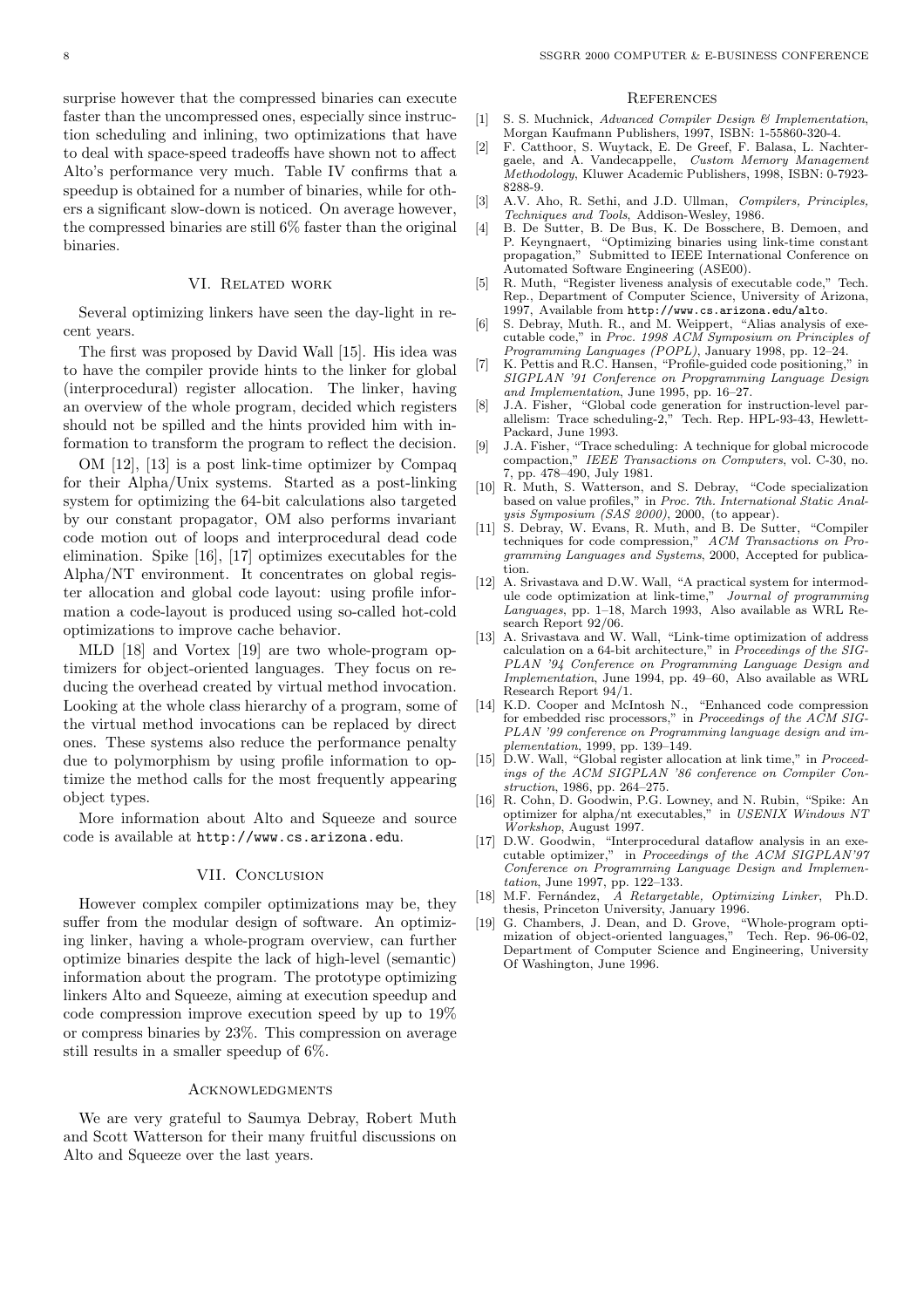surprise however that the compressed binaries can execute faster than the uncompressed ones, especially since instruction scheduling and inlining, two optimizations that have to deal with space-speed tradeoffs have shown not to affect Alto's performance very much. Table IV confirms that a speedup is obtained for a number of binaries, while for others a significant slow-down is noticed. On average however, the compressed binaries are still 6% faster than the original binaries.

## VI. Related work

Several optimizing linkers have seen the day-light in recent years.

The first was proposed by David Wall [15]. His idea was to have the compiler provide hints to the linker for global (interprocedural) register allocation. The linker, having an overview of the whole program, decided which registers should not be spilled and the hints provided him with information to transform the program to reflect the decision.

OM [12], [13] is a post link-time optimizer by Compaq for their Alpha/Unix systems. Started as a post-linking system for optimizing the 64-bit calculations also targeted by our constant propagator, OM also performs invariant code motion out of loops and interprocedural dead code elimination. Spike [16], [17] optimizes executables for the Alpha/NT environment. It concentrates on global register allocation and global code layout: using profile information a code-layout is produced using so-called hot-cold optimizations to improve cache behavior.

MLD [18] and Vortex [19] are two whole-program optimizers for object-oriented languages. They focus on reducing the overhead created by virtual method invocation. Looking at the whole class hierarchy of a program, some of the virtual method invocations can be replaced by direct ones. These systems also reduce the performance penalty due to polymorphism by using profile information to optimize the method calls for the most frequently appearing object types.

More information about Alto and Squeeze and source code is available at `http://www.cs.arizona.edu`.

## VII. Conclusion

However complex compiler optimizations may be, they suffer from the modular design of software. An optimizing linker, having a whole-program overview, can further optimize binaries despite the lack of high-level (semantic) information about the program. The prototype optimizing linkers Alto and Squeeze, aiming at execution speedup and code compression improve execution speed by up to 19% or compress binaries by 23%. This compression on average still results in a smaller speedup of 6%.

## Acknowledgments

We are very grateful to Saumya Debray, Robert Muth and Scott Watterson for their many fruitful discussions on Alto and Squeeze over the last years.

## References

[1] S. S. Muchnick, *Advanced Compiler Design & Implementation*, Morgan Kaufmann Publishers, 1997, ISBN: 1-55860-320-4.

[2] F. Catthoor, S. Wuytack, E. De Greef, F. Balasa, L. Nachtergaele, and A. Vandecappelle, *Custom Memory Management Methodology*, Kluwer Academic Publishers, 1998, ISBN: 0-7923-8288-9.

[3] A.V. Aho, R. Sethi, and J.D. Ullman, *Compilers, Principles, Techniques and Tools*, Addison-Wesley, 1986.

[4] B. De Sutter, B. De Bus, K. De Bosschere, B. Demoen, and P. Keyngnaert, "Optimizing binaries using link-time constant propagation," Submitted to IEEE International Conference on Automated Software Engineering (ASE00).

[5] R. Muth, "Register liveness analysis of executable code," Tech. Rep., Department of Computer Science, University of Arizona, 1997, Available from `http://www.cs.arizona.edu/alto`.

[6] S. Debray, Muth. R., and M. Weippert, "Alias analysis of executable code," in *Proc. 1998 ACM Symposium on Principles of Programming Languages (POPL)*, January 1998, pp. 12–24.

[7] K. Pettis and R.C. Hansen, "Profile-guided code positioning," in *SIGPLAN '91 Conference on Propgramming Language Design and Implementation*, June 1995, pp. 16–27.

[8] J.A. Fisher, "Global code generation for instruction-level parallelism: Trace scheduling-2," Tech. Rep. HPL-93-43, Hewlett-Packard, June 1993.

[9] J.A. Fisher, "Trace scheduling: A technique for global microcode compaction," *IEEE Transactions on Computers*, vol. C-30, no. 7, pp. 478–490, July 1981.

[10] R. Muth, S. Watterson, and S. Debray, "Code specialization based on value profiles," in *Proc. 7th. International Static Analysis Symposium (SAS 2000)*, 2000, (to appear).

[11] S. Debray, W. Evans, R. Muth, and B. De Sutter, "Compiler techniques for code compression," *ACM Transactions on Programming Languages and Systems*, 2000, Accepted for publication.

[12] A. Srivastava and D.W. Wall, "A practical system for intermodule code optimization at link-time," *Journal of programming Languages*, pp. 1–18, March 1993, Also available as WRL Research Report 92/06.

[13] A. Srivastava and W. Wall, "Link-time optimization of address calculation on a 64-bit architecture," in *Proceedings of the SIGPLAN '94 Conference on Programming Language Design and Implementation*, June 1994, pp. 49–60, Also available as WRL Research Report 94/1.

[14] K.D. Cooper and McIntosh N., "Enhanced code compression for embedded risc processors," in *Proceedings of the ACM SIGPLAN '99 conference on Programming language design and implementation*, 1999, pp. 139–149.

[15] D.W. Wall, "Global register allocation at link time," in *Proceedings of the ACM SIGPLAN '86 conference on Compiler Construction*, 1986, pp. 264–275.

[16] R. Cohn, D. Goodwin, P.G. Lowney, and N. Rubin, "Spike: An optimizer for alpha/nt executables," in *USENIX Windows NT Workshop*, August 1997.

[17] D.W. Goodwin, "Interprocedural dataflow analysis in an executable optimizer," in *Proceedings of the ACM SIGPLAN'97 Conference on Programming Language Design and Implementation*, June 1997, pp. 122–133.

[18] M.F. Fernández, *A Retargetable, Optimizing Linker*, Ph.D. thesis, Princeton University, January 1996.

[19] G. Chambers, J. Dean, and D. Grove, "Whole-program optimization of object-oriented languages," Tech. Rep. 96-06-02, Department of Computer Science and Engineering, University Of Washington, June 1996.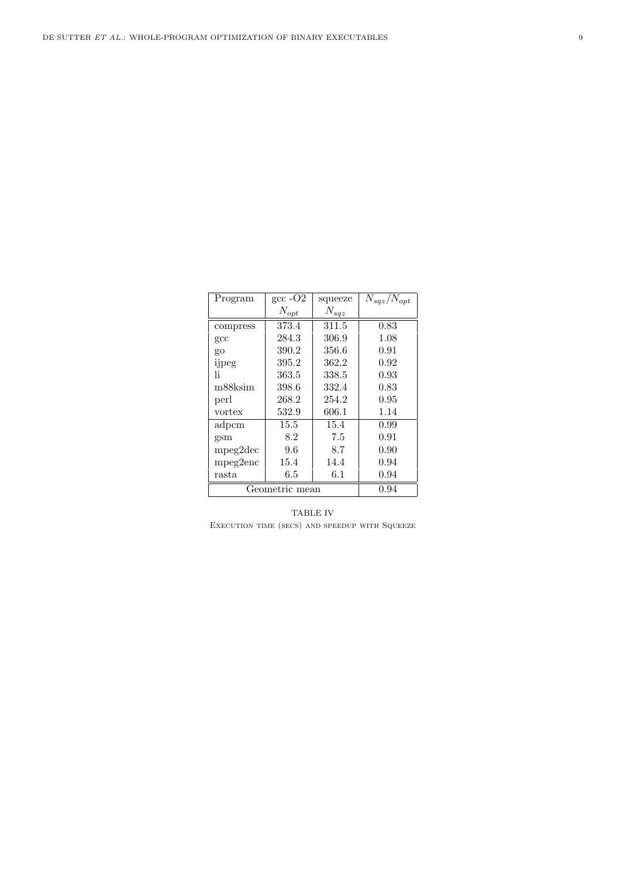| Program | gcc -O2 $N_{opt}$ | squeeze $N_{sqz}$ | $N_{sqz}/N_{opt}$ |
|---|---|---|---|
| compress | 373.4 | 311.5 | 0.83 |
| gcc | 284.3 | 306.9 | 1.08 |
| go | 390.2 | 356.6 | 0.91 |
| ijpeg | 395.2 | 362.2 | 0.92 |
| li | 363.5 | 338.5 | 0.93 |
| m88ksim | 398.6 | 332.4 | 0.83 |
| perl | 268.2 | 254.2 | 0.95 |
| vortex | 532.9 | 606.1 | 1.14 |
| adpcm | 15.5 | 15.4 | 0.99 |
| gsm | 8.2 | 7.5 | 0.91 |
| mpeg2dec | 9.6 | 8.7 | 0.90 |
| mpeg2enc | 15.4 | 14.4 | 0.94 |
| rasta | 6.5 | 6.1 | 0.94 |
| Geometric mean | | | 0.94 |

TABLE IV

Execution time (secs) and speedup with Squeeze